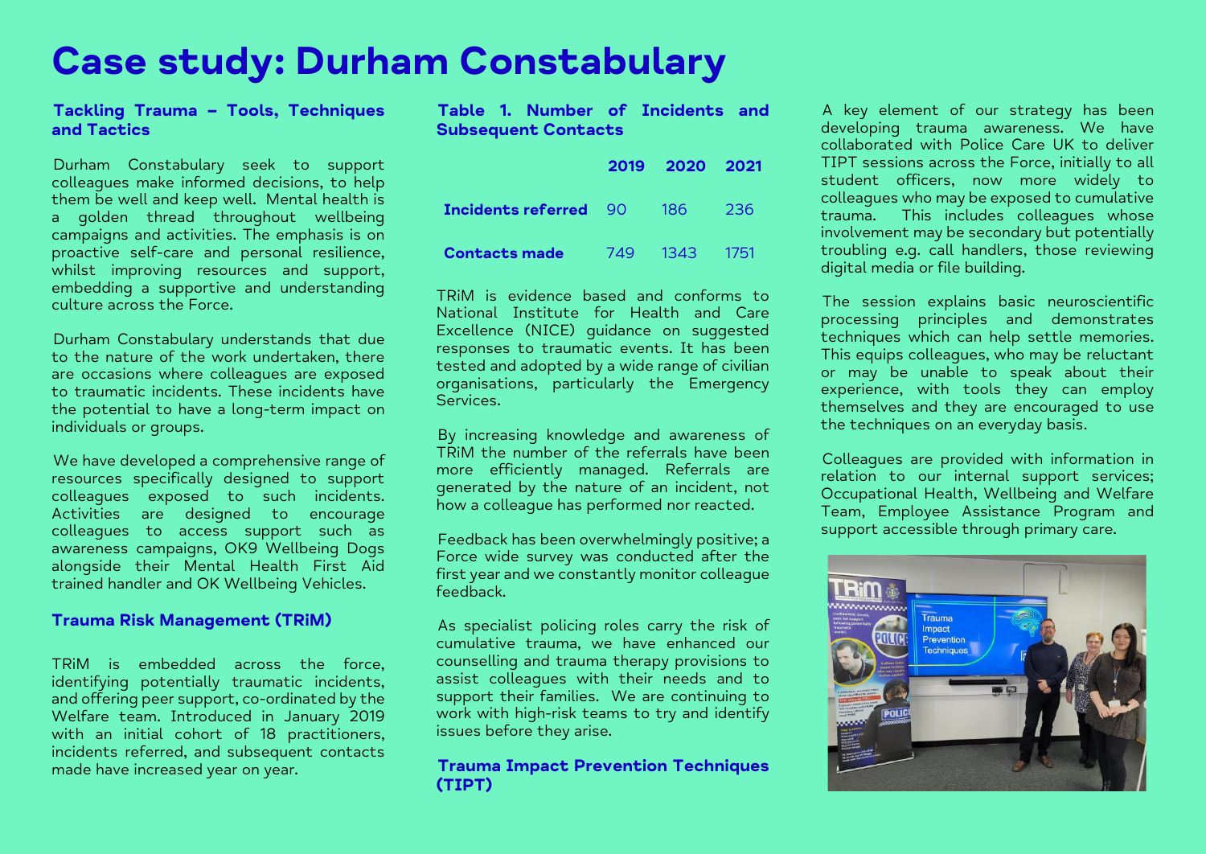# Case study: Durham Constabulary

## Tackling Trauma – Tools, Techniques and Tactics

Durham Constabulary seek to support colleagues make informed decisions, to help them be well and keep well. Mental health is a golden thread throughout wellbeing campaigns and activities. The emphasis is on proactive self-care and personal resilience, whilst improving resources and support, embedding a supportive and understanding culture across the Force.

Durham Constabulary understands that due to the nature of the work undertaken, there are occasions where colleagues are exposed to traumatic incidents. These incidents have the potential to have a long-term impact on individuals or groups.

We have developed a comprehensive range of resources specifically designed to support colleagues exposed to such incidents. Activities are designed to encourage colleagues to access support such as awareness campaigns, OK9 Wellbeing Dogs alongside their Mental Health First Aid trained handler and OK Wellbeing Vehicles.

## Trauma Risk Management (TRiM)

TRiM is embedded across the force, identifying potentially traumatic incidents, and offering peer support, co-ordinated by the Welfare team. Introduced in January 2019 with an initial cohort of 18 practitioners, incidents referred, and subsequent contacts made have increased year on year.

## Table 1. Number of Incidents and Subsequent Contacts

| | 2019 | 2020 | 2021 |
|---|---|---|---|
| **Incidents referred** | 90 | 186 | 236 |
| **Contacts made** | 749 | 1343 | 1751 |

TRiM is evidence based and conforms to National Institute for Health and Care Excellence (NICE) guidance on suggested responses to traumatic events. It has been tested and adopted by a wide range of civilian organisations, particularly the Emergency Services.

By increasing knowledge and awareness of TRiM the number of the referrals have been more efficiently managed. Referrals are generated by the nature of an incident, not how a colleague has performed nor reacted.

Feedback has been overwhelmingly positive; a Force wide survey was conducted after the first year and we constantly monitor colleague feedback.

As specialist policing roles carry the risk of cumulative trauma, we have enhanced our counselling and trauma therapy provisions to assist colleagues with their needs and to support their families. We are continuing to work with high-risk teams to try and identify issues before they arise.

## Trauma Impact Prevention Techniques (TIPT)

A key element of our strategy has been developing trauma awareness. We have collaborated with Police Care UK to deliver TIPT sessions across the Force, initially to all student officers, now more widely to colleagues who may be exposed to cumulative trauma. This includes colleagues whose involvement may be secondary but potentially troubling e.g. call handlers, those reviewing digital media or file building.

The session explains basic neuroscientific processing principles and demonstrates techniques which can help settle memories. This equips colleagues, who may be reluctant or may be unable to speak about their experience, with tools they can employ themselves and they are encouraged to use the techniques on an everyday basis.

Colleagues are provided with information in relation to our internal support services; Occupational Health, Wellbeing and Welfare Team, Employee Assistance Program and support accessible through primary care.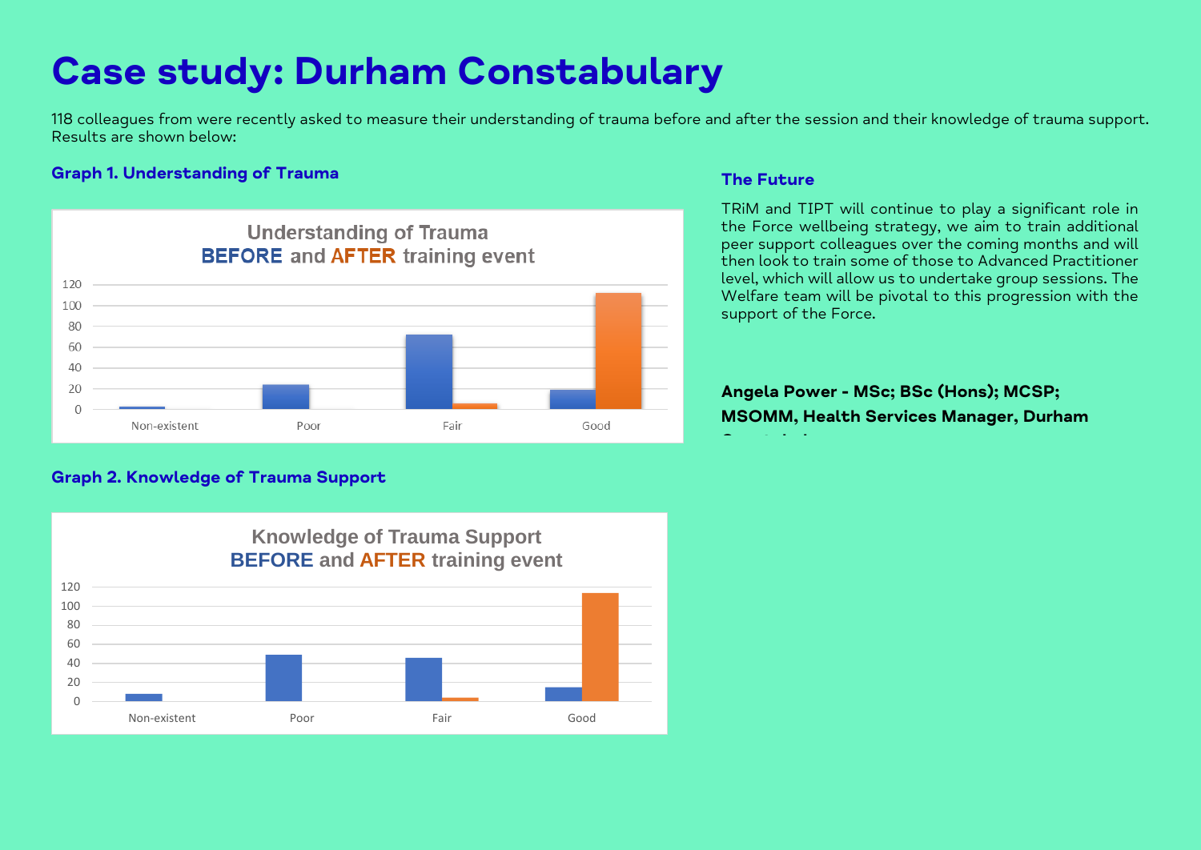# Case study: Durham Constabulary

118 colleagues from were recently asked to measure their understanding of trauma before and after the session and their knowledge of trauma support. Results are shown below:

### Graph 1. Understanding of Trauma

Understanding of Trauma
BEFORE and AFTER training event

120
100
80
60
40
20
0

Non-existent
Poor
Fair
Good

### Graph 2. Knowledge of Trauma Support

Knowledge of Trauma Support
BEFORE and AFTER training event

120
100
80
60
40
20
0

Non-existent
Poor
Fair
Good

### The Future

TRiM and TIPT will continue to play a significant role in the Force wellbeing strategy, we aim to train additional peer support colleagues over the coming months and will then look to train some of those to Advanced Practitioner level, which will allow us to undertake group sessions. The Welfare team will be pivotal to this progression with the support of the Force.

**Angela Power - MSc; BSc (Hons); MCSP; MSOMM, Health Services Manager, Durham Constabulary**